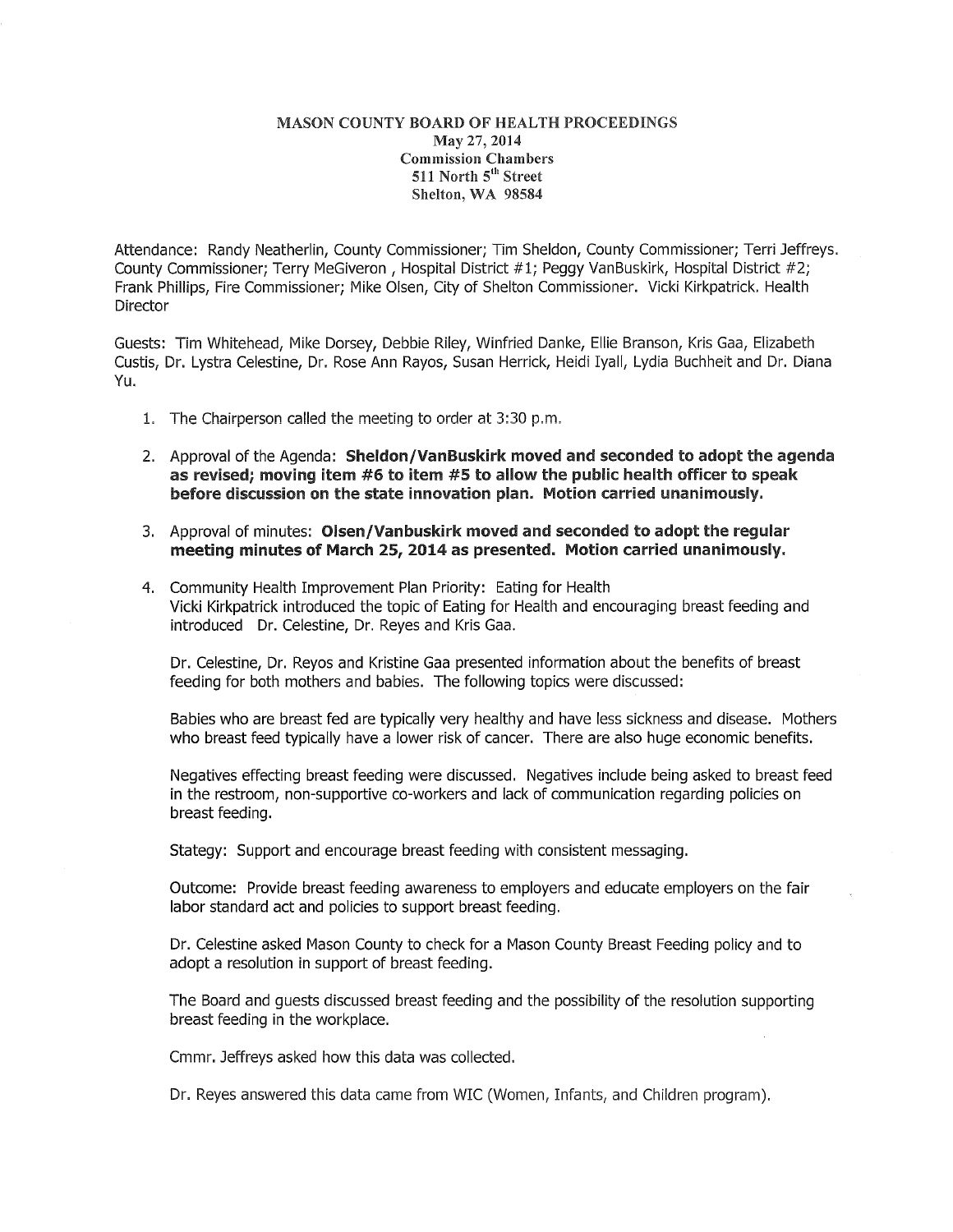# MASON COUNTY BOARD OF HEALTH PROCEEDINGS

May 27, 2014
Commission Chambers
511 North 5th Street
Shelton, WA 98584

Attendance: Randy Neatherlin, County Commissioner; Tim Sheldon, County Commissioner; Terri Jeffreys. County Commissioner; Terry MeGiveron , Hospital District #1; Peggy VanBuskirk, Hospital District #2; Frank Phillips, Fire Commissioner; Mike Olsen, City of Shelton Commissioner. Vicki Kirkpatrick. Health Director

Guests: Tim Whitehead, Mike Dorsey, Debbie Riley, Winfried Danke, Ellie Branson, Kris Gaa, Elizabeth Custis, Dr. Lystra Celestine, Dr. Rose Ann Rayos, Susan Herrick, Heidi Iyall, Lydia Buchheit and Dr. Diana Yu.

1. The Chairperson called the meeting to order at 3:30 p.m.

2. Approval of the Agenda: **Sheldon/VanBuskirk moved and seconded to adopt the agenda as revised; moving item #6 to item #5 to allow the public health officer to speak before discussion on the state innovation plan. Motion carried unanimously.**

3. Approval of minutes: **Olsen/Vanbuskirk moved and seconded to adopt the regular meeting minutes of March 25, 2014 as presented. Motion carried unanimously.**

4. Community Health Improvement Plan Priority: Eating for Health
   Vicki Kirkpatrick introduced the topic of Eating for Health and encouraging breast feeding and introduced Dr. Celestine, Dr. Reyes and Kris Gaa.

   Dr. Celestine, Dr. Reyos and Kristine Gaa presented information about the benefits of breast feeding for both mothers and babies. The following topics were discussed:

   Babies who are breast fed are typically very healthy and have less sickness and disease. Mothers who breast feed typically have a lower risk of cancer. There are also huge economic benefits.

   Negatives effecting breast feeding were discussed. Negatives include being asked to breast feed in the restroom, non-supportive co-workers and lack of communication regarding policies on breast feeding.

   Stategy: Support and encourage breast feeding with consistent messaging.

   Outcome: Provide breast feeding awareness to employers and educate employers on the fair labor standard act and policies to support breast feeding.

   Dr. Celestine asked Mason County to check for a Mason County Breast Feeding policy and to adopt a resolution in support of breast feeding.

   The Board and guests discussed breast feeding and the possibility of the resolution supporting breast feeding in the workplace.

   Cmmr. Jeffreys asked how this data was collected.

   Dr. Reyes answered this data came from WIC (Women, Infants, and Children program).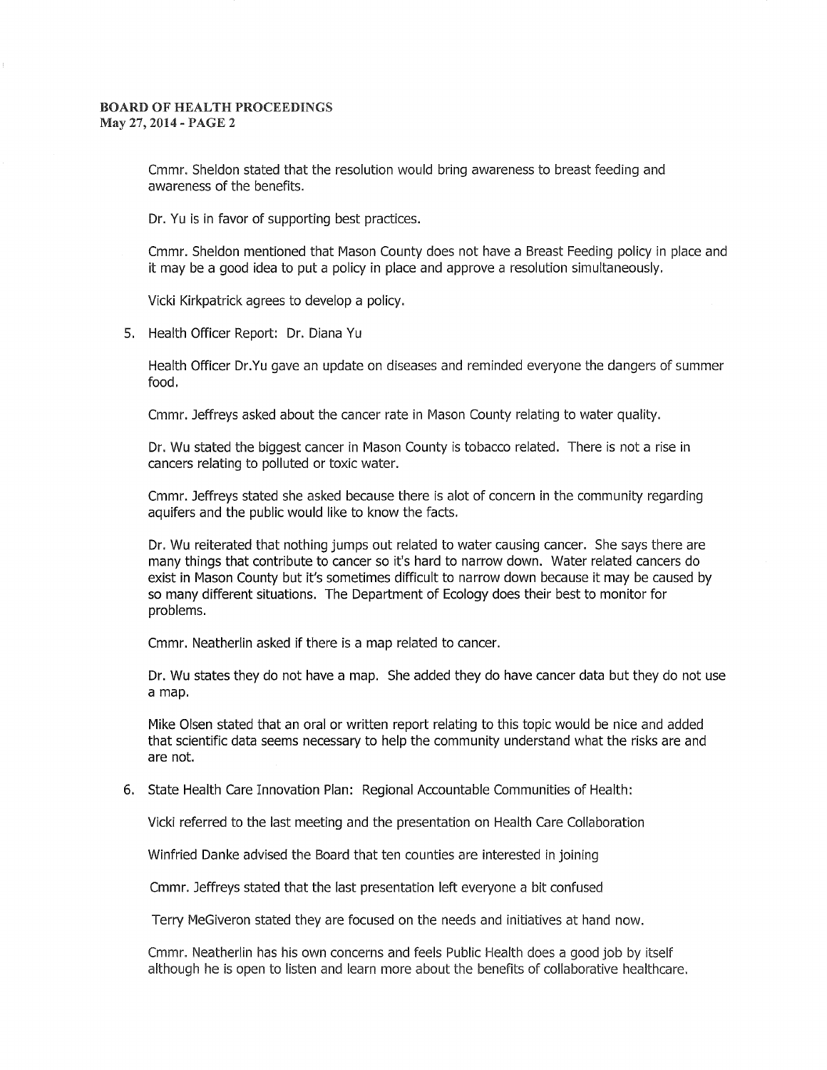Cmmr. Sheldon stated that the resolution would bring awareness to breast feeding and awareness of the benefits.

Dr. Yu is in favor of supporting best practices.

Cmmr. Sheldon mentioned that Mason County does not have a Breast Feeding policy in place and it may be a good idea to put a policy in place and approve a resolution simultaneously.

Vicki Kirkpatrick agrees to develop a policy.

5. Health Officer Report: Dr. Diana Yu

   Health Officer Dr.Yu gave an update on diseases and reminded everyone the dangers of summer food.

   Cmmr. Jeffreys asked about the cancer rate in Mason County relating to water quality.

   Dr. Wu stated the biggest cancer in Mason County is tobacco related. There is not a rise in cancers relating to polluted or toxic water.

   Cmmr. Jeffreys stated she asked because there is alot of concern in the community regarding aquifers and the public would like to know the facts.

   Dr. Wu reiterated that nothing jumps out related to water causing cancer. She says there are many things that contribute to cancer so it's hard to narrow down. Water related cancers do exist in Mason County but it's sometimes difficult to narrow down because it may be caused by so many different situations. The Department of Ecology does their best to monitor for problems.

   Cmmr. Neatherlin asked if there is a map related to cancer.

   Dr. Wu states they do not have a map. She added they do have cancer data but they do not use a map.

   Mike Olsen stated that an oral or written report relating to this topic would be nice and added that scientific data seems necessary to help the community understand what the risks are and are not.

6. State Health Care Innovation Plan: Regional Accountable Communities of Health:

   Vicki referred to the last meeting and the presentation on Health Care Collaboration

   Winfried Danke advised the Board that ten counties are interested in joining

   Cmmr. Jeffreys stated that the last presentation left everyone a bit confused

   Terry MeGiveron stated they are focused on the needs and initiatives at hand now.

   Cmmr. Neatherlin has his own concerns and feels Public Health does a good job by itself although he is open to listen and learn more about the benefits of collaborative healthcare.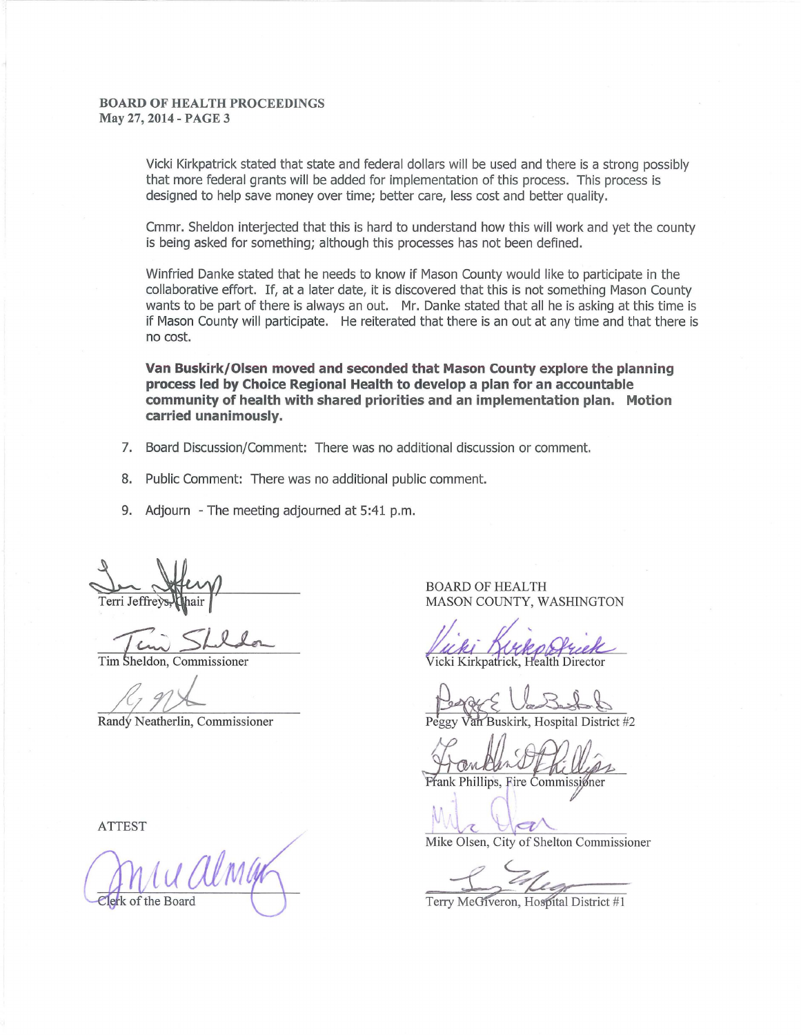Vicki Kirkpatrick stated that state and federal dollars will be used and there is a strong possibly that more federal grants will be added for implementation of this process. This process is designed to help save money over time; better care, less cost and better quality.

Cmmr. Sheldon interjected that this is hard to understand how this will work and yet the county is being asked for something; although this processes has not been defined.

Winfried Danke stated that he needs to know if Mason County would like to participate in the collaborative effort. If, at a later date, it is discovered that this is not something Mason County wants to be part of there is always an out. Mr. Danke stated that all he is asking at this time is if Mason County will participate. He reiterated that there is an out at any time and that there is no cost.

**Van Buskirk/Olsen moved and seconded that Mason County explore the planning process led by Choice Regional Health to develop a plan for an accountable community of health with shared priorities and an implementation plan. Motion carried unanimously.**

7. Board Discussion/Comment: There was no additional discussion or comment.
8. Public Comment: There was no additional public comment.
9. Adjourn - The meeting adjourned at 5:41 p.m.

BOARD OF HEALTH
MASON COUNTY, WASHINGTON

Terri Jeffreys, Chair

Tim Sheldon, Commissioner

Randy Neatherlin, Commissioner

Vicki Kirkpatrick, Health Director

Peggy Van Buskirk, Hospital District #2

Frank Phillips, Fire Commissioner

Mike Olsen, City of Shelton Commissioner

Terry McGiveron, Hospital District #1

ATTEST

Clerk of the Board